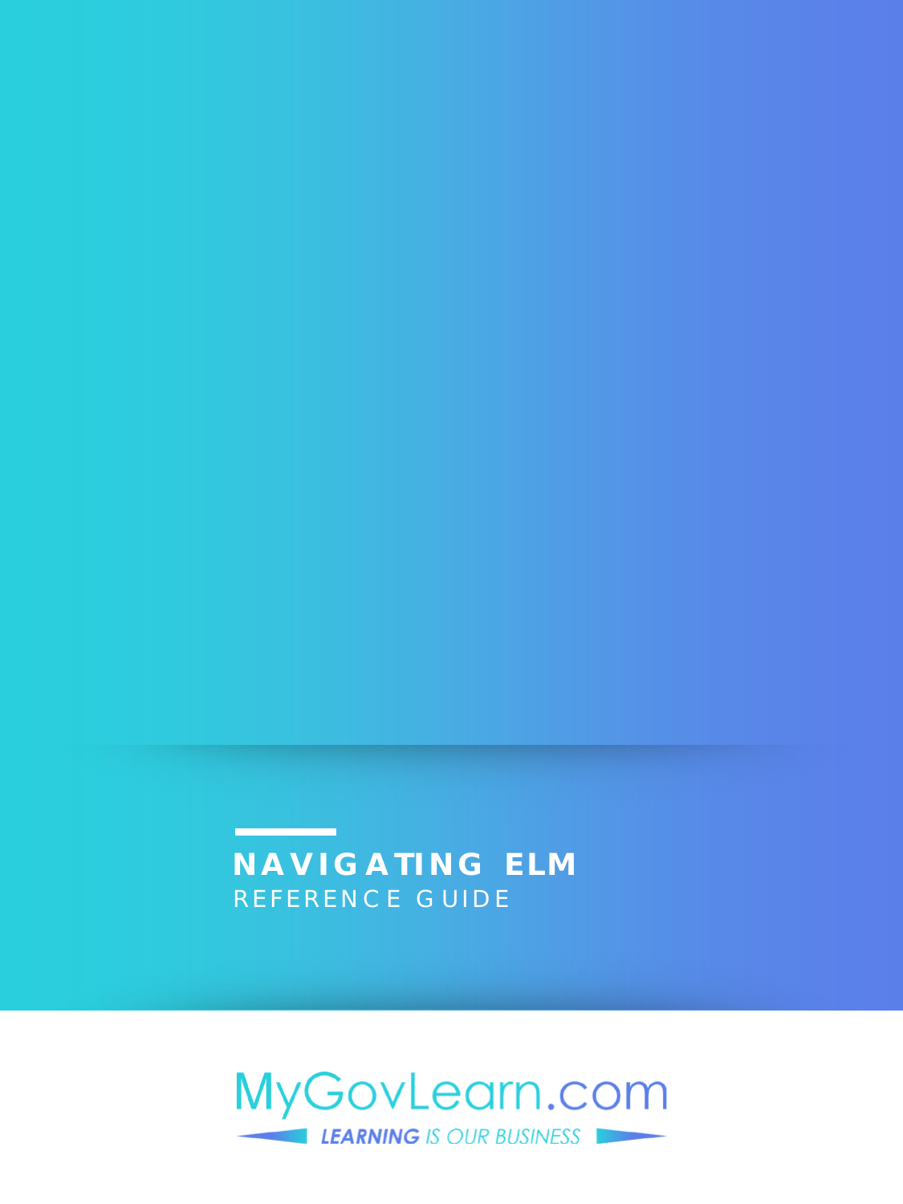# NAVIGATING ELM

REFERENCE GUIDE

MyGovLearn.com

*LEARNING IS OUR BUSINESS*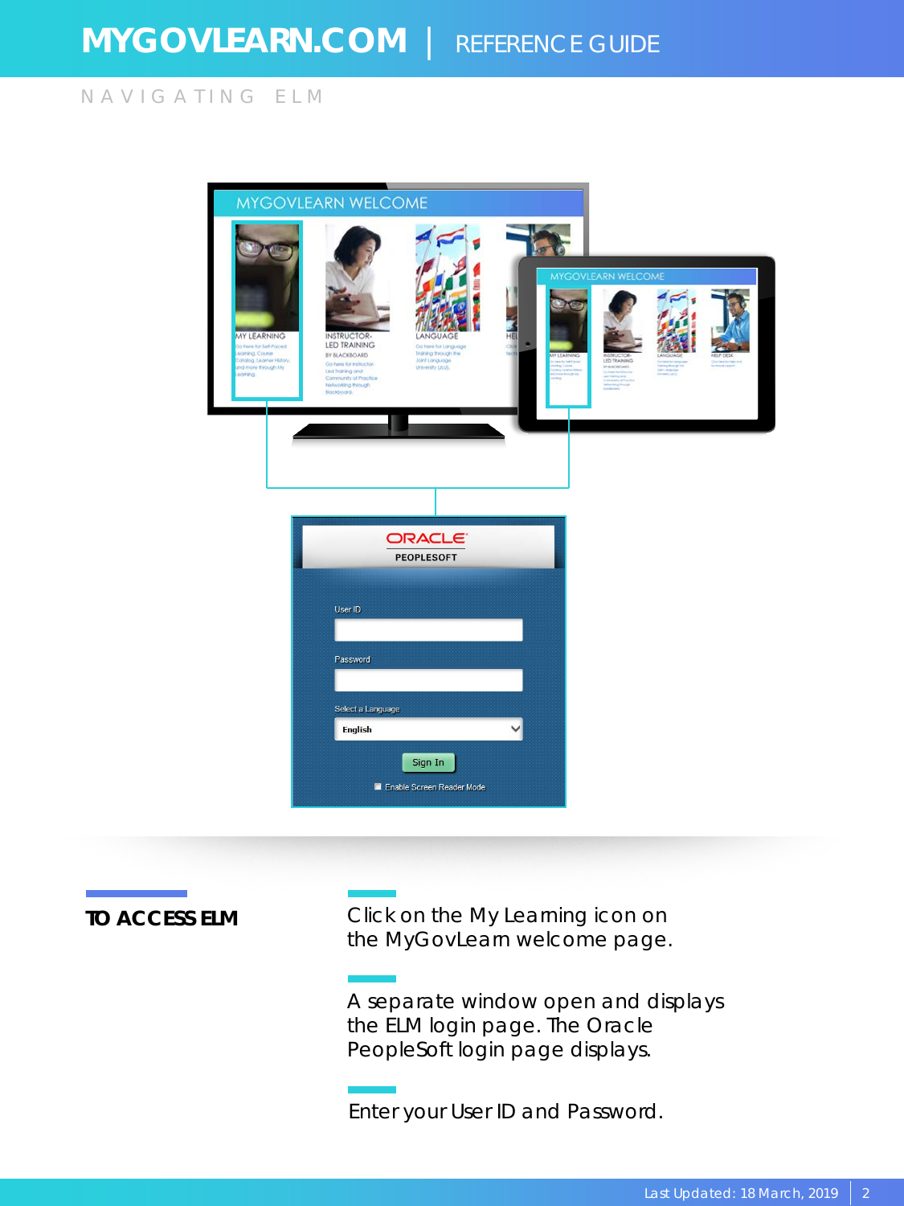## NAVIGATING ELM

### TO ACCESS ELM

Click on the My Learning icon on the MyGovLearn welcome page.

A separate window open and displays the ELM login page. The Oracle PeopleSoft login page displays.

Enter your User ID and Password.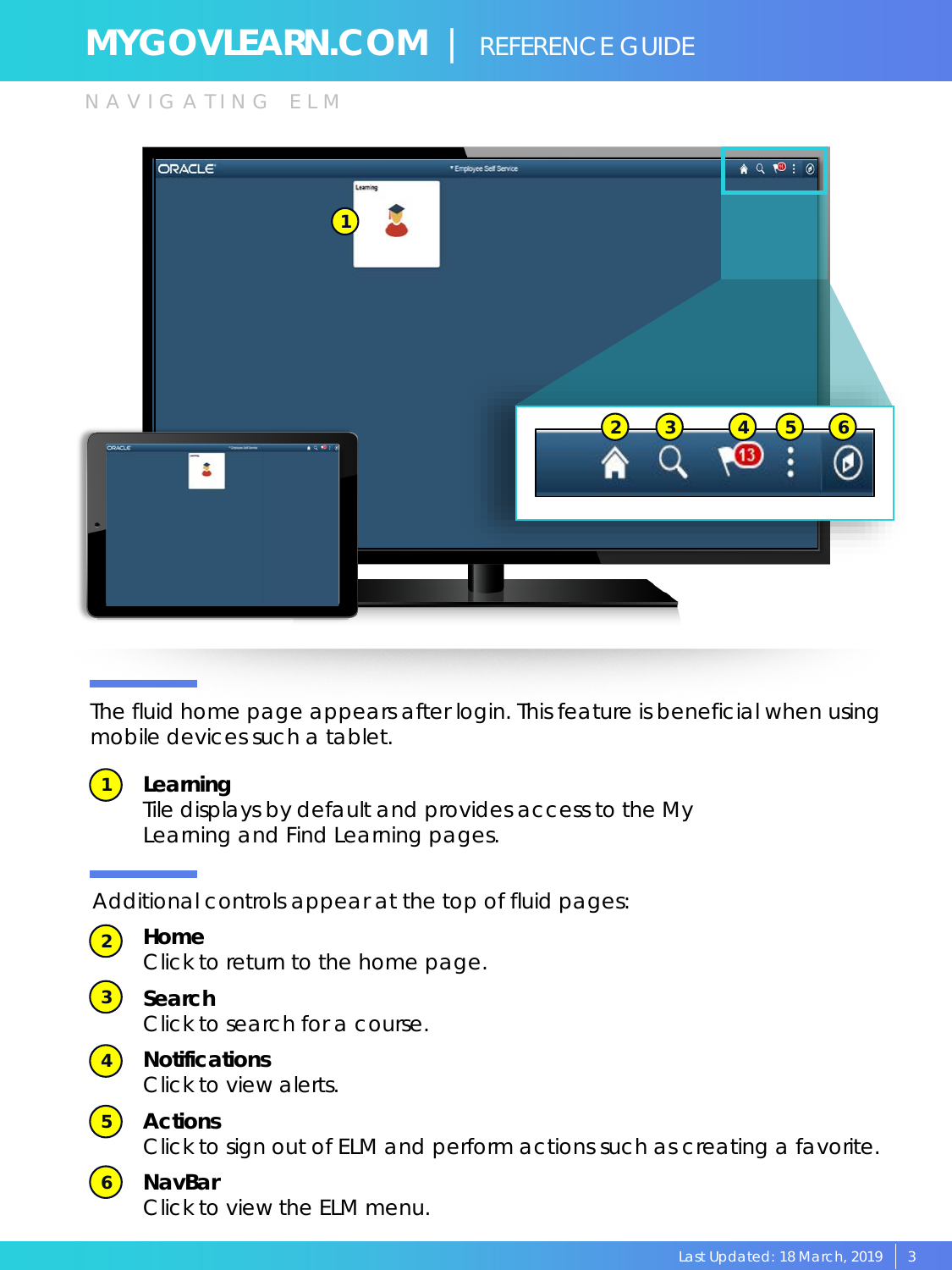NAVIGATING ELM

The fluid home page appears after login. This feature is beneficial when using mobile devices such a tablet.

1. **Learning**
   Tile displays by default and provides access to the My Learning and Find Learning pages.

Additional controls appear at the top of fluid pages:

2. **Home**
   Click to return to the home page.
3. **Search**
   Click to search for a course.
4. **Notifications**
   Click to view alerts.
5. **Actions**
   Click to sign out of ELM and perform actions such as creating a favorite.
6. **NavBar**
   Click to view the ELM menu.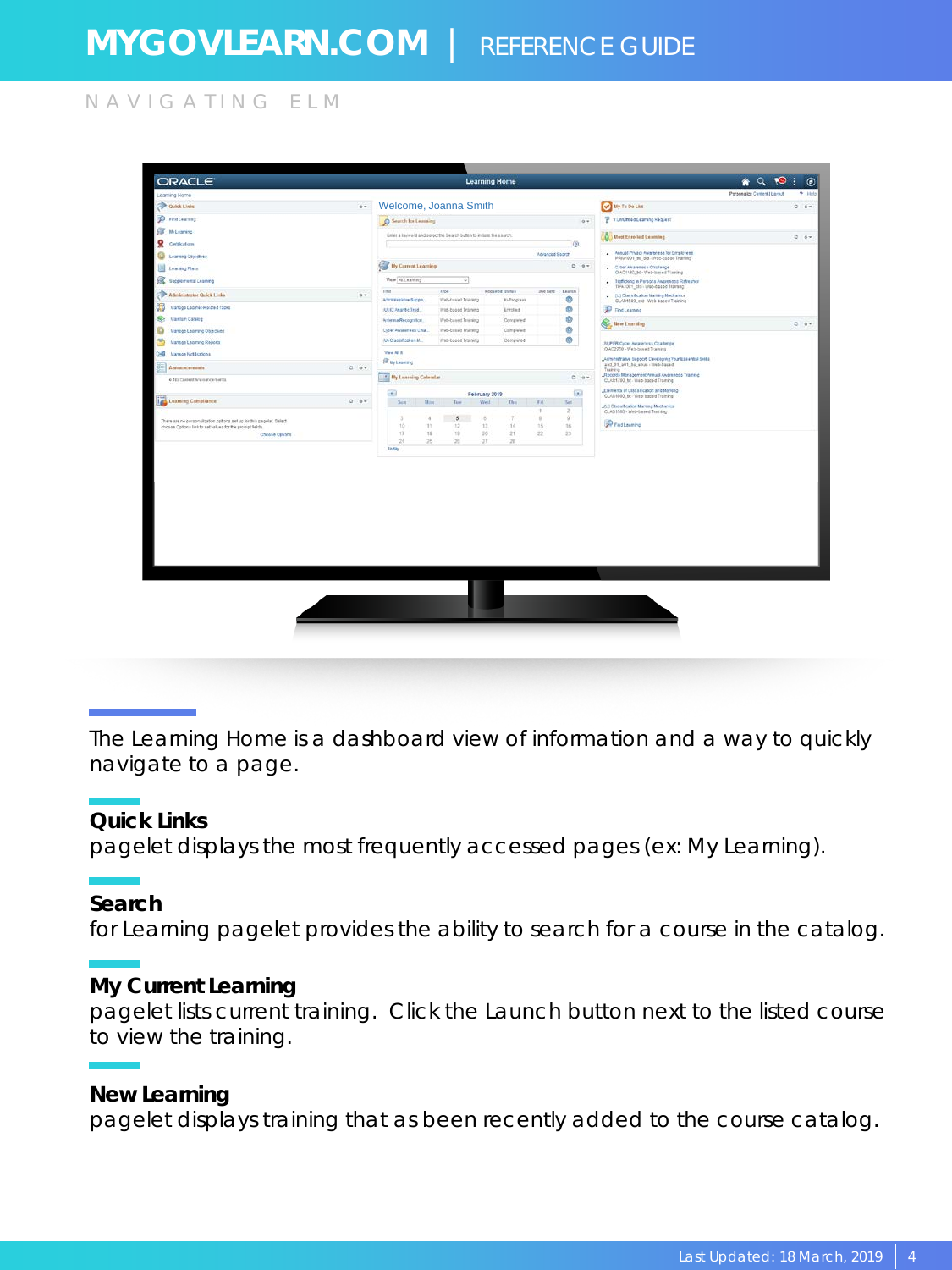NAVIGATING ELM

The Learning Home is a dashboard view of information and a way to quickly navigate to a page.

**Quick Links**
pagelet displays the most frequently accessed pages (ex: My Learning).

**Search**
for Learning pagelet provides the ability to search for a course in the catalog.

**My Current Learning**
pagelet lists current training. Click the Launch button next to the listed course to view the training.

**New Learning**
pagelet displays training that as been recently added to the course catalog.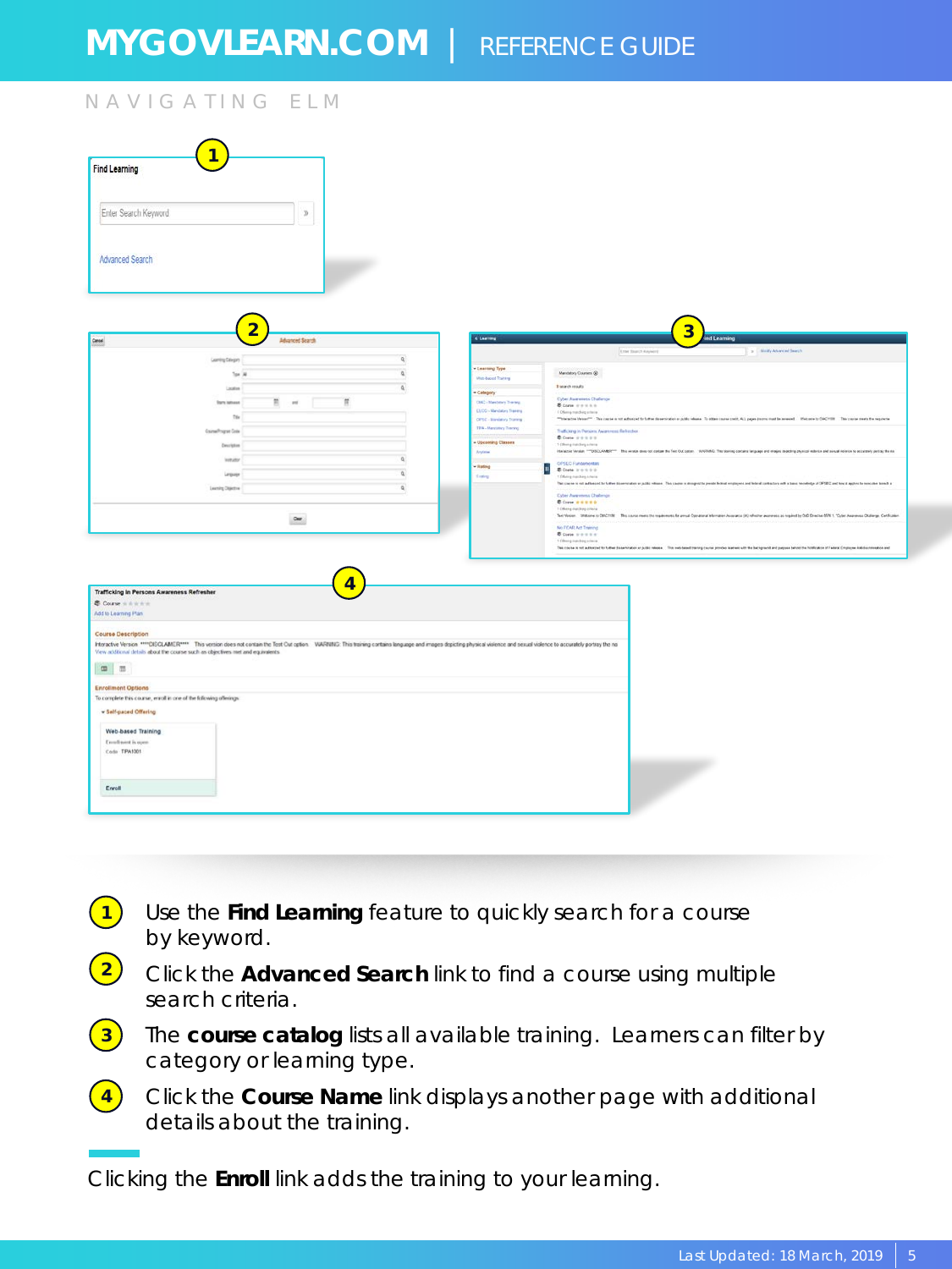## NAVIGATING ELM

1. Use the **Find Learning** feature to quickly search for a course by keyword.
2. Click the **Advanced Search** link to find a course using multiple search criteria.
3. The **course catalog** lists all available training. Learners can filter by category or learning type.
4. Click the **Course Name** link displays another page with additional details about the training.

Clicking the **Enroll** link adds the training to your learning.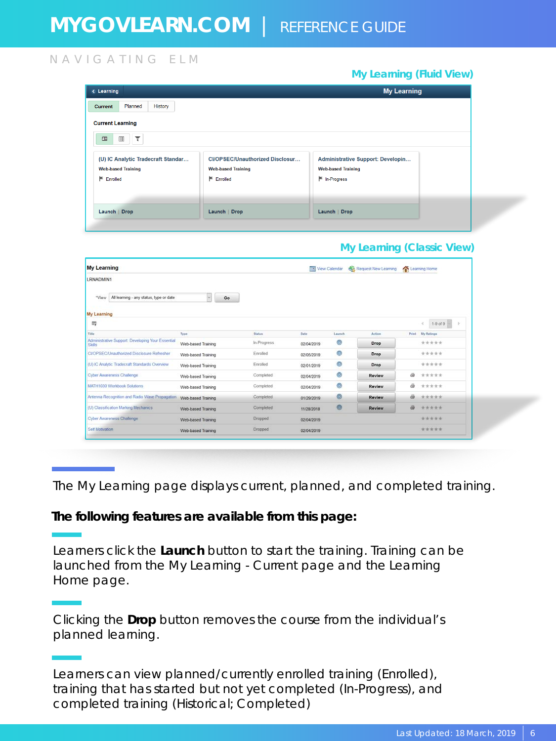## NAVIGATING ELM

### My Learning (Fluid View)

Learning — My Learning

Current | Planned | History

**Current Learning**

| (U) IC Analytic Tradecraft Standar... | CI/OPSEC/Unauthorized Disclosur... | Administrative Support: Developin... |
|---|---|---|
| Web-based Training | Web-based Training | Web-based Training |
| Enrolled | Enrolled | In-Progress |
| Launch \| Drop | Launch \| Drop | Launch \| Drop |

### My Learning (Classic View)

**My Learning**

LRNADMIN1

View Calendar | Request New Learning | Learning Home

*View: All learning - any status, type or date — Go

**My Learning**

1-9 of 9

| Title | Type | Status | Date | Launch | Action | Print | My Ratings |
|---|---|---|---|---|---|---|---|
| Administrative Support: Developing Your Essential Skills | Web-based Training | In-Progress | 02/04/2019 | | Drop | | ★★★★★ |
| CI/OPSEC/Unauthorized Disclosure Refresher | Web-based Training | Enrolled | 02/05/2019 | | Drop | | ★★★★★ |
| (U) IC Analytic Tradecraft Standards Overview | Web-based Training | Enrolled | 02/01/2019 | | Drop | | ★★★★★ |
| Cyber Awareness Challenge | Web-based Training | Completed | 02/04/2019 | | Review | | ★★★★★ |
| MATH1030 Workbook Solutions | Web-based Training | Completed | 02/04/2019 | | Review | | ★★★★★ |
| Antenna Recognition and Radio Wave Propagation | Web-based Training | Completed | 01/29/2019 | | Review | | ★★★★★ |
| (U) Classification Marking Mechanics | Web-based Training | Completed | 11/28/2018 | | Review | | ★★★★★ |
| Cyber Awareness Challenge | Web-based Training | Dropped | 02/04/2019 | | | | ★★★★★ |
| Self Motivation | Web-based Training | Dropped | 02/04/2019 | | | | ★★★★★ |

The My Learning page displays current, planned, and completed training.

**The following features are available from this page:**

Learners click the **Launch** button to start the training. Training can be launched from the My Learning - Current page and the Learning Home page.

Clicking the **Drop** button removes the course from the individual's planned learning.

Learners can view planned/currently enrolled training (Enrolled), training that has started but not yet completed (In-Progress), and completed training (Historical; Completed)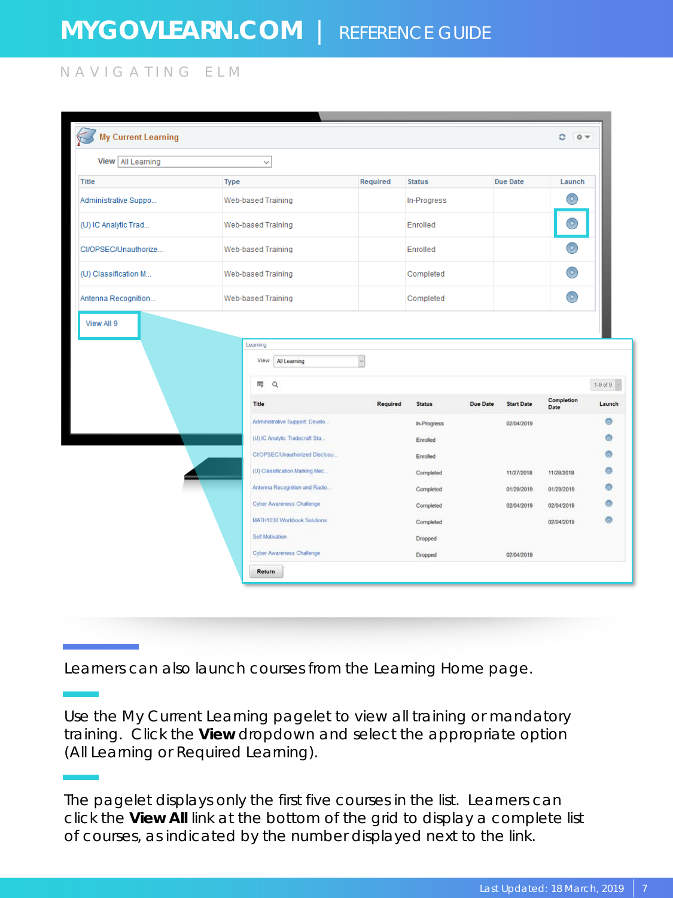Learners can also launch courses from the Learning Home page.

Use the My Current Learning pagelet to view all training or mandatory training. Click the **View** dropdown and select the appropriate option (All Learning or Required Learning).

The pagelet displays only the first five courses in the list. Learners can click the **View All** link at the bottom of the grid to display a complete list of courses, as indicated by the number displayed next to the link.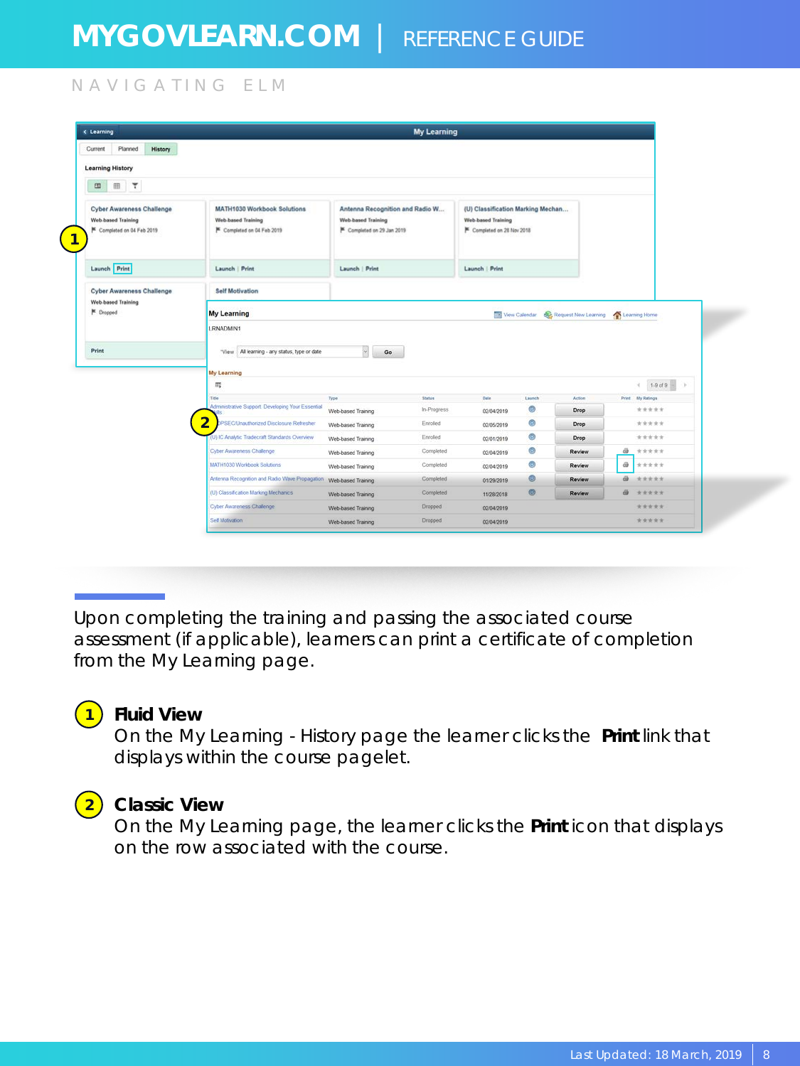NAVIGATING ELM

Upon completing the training and passing the associated course assessment (if applicable), learners can print a certificate of completion from the My Learning page.

**1 Fluid View**
On the My Learning - History page the learner clicks the **Print** link that displays within the course pagelet.

**2 Classic View**
On the My Learning page, the learner clicks the **Print** icon that displays on the row associated with the course.